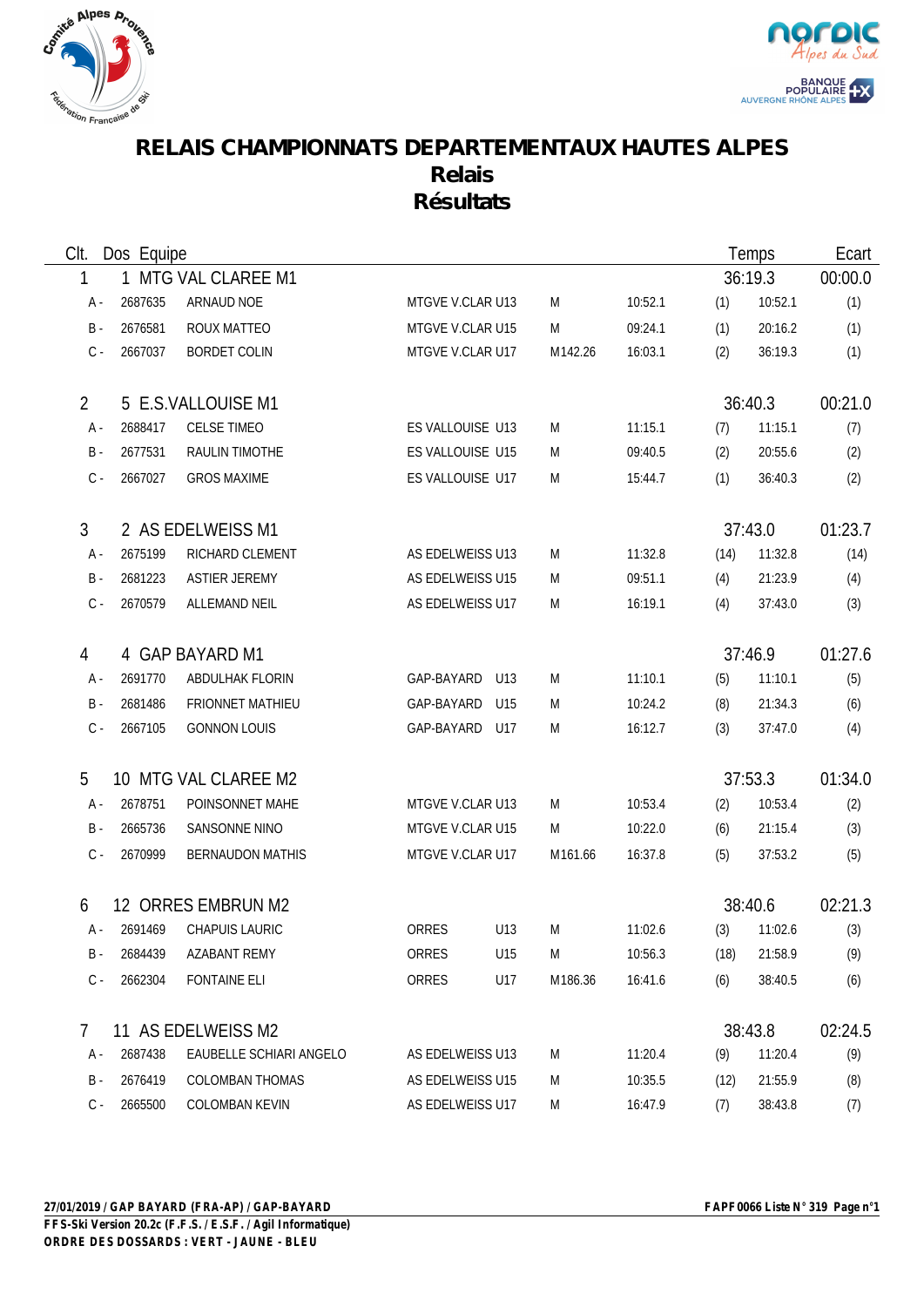# RELAIS CHAMPIONNATS DEPARTEMENTAUX HAUTES ALPES

## Relais

## Résultats

| Clt. | Dos | Equipe | | | | | | | Temps | Ecart |
|---|---|---|---|---|---|---|---|---|---|---|
| 1 | 1 | MTG VAL CLAREE M1 | | | | | | | 36:19.3 | 00:00.0 |
| A - | 2687635 | ARNAUD NOE | MTGVE V.CLAR | U13 | M | 10:52.1 | (1) | 10:52.1 | | (1) |
| B - | 2676581 | ROUX MATTEO | MTGVE V.CLAR | U15 | M | 09:24.1 | (1) | 20:16.2 | | (1) |
| C - | 2667037 | BORDET COLIN | MTGVE V.CLAR | U17 | M142.26 | 16:03.1 | (2) | 36:19.3 | | (1) |
| 2 | 5 | E.S.VALLOUISE M1 | | | | | | | 36:40.3 | 00:21.0 |
| A - | 2688417 | CELSE TIMEO | ES VALLOUISE | U13 | M | 11:15.1 | (7) | 11:15.1 | | (7) |
| B - | 2677531 | RAULIN TIMOTHE | ES VALLOUISE | U15 | M | 09:40.5 | (2) | 20:55.6 | | (2) |
| C - | 2667027 | GROS MAXIME | ES VALLOUISE | U17 | M | 15:44.7 | (1) | 36:40.3 | | (2) |
| 3 | 2 | AS EDELWEISS M1 | | | | | | | 37:43.0 | 01:23.7 |
| A - | 2675199 | RICHARD CLEMENT | AS EDELWEISS | U13 | M | 11:32.8 | (14) | 11:32.8 | | (14) |
| B - | 2681223 | ASTIER JEREMY | AS EDELWEISS | U15 | M | 09:51.1 | (4) | 21:23.9 | | (4) |
| C - | 2670579 | ALLEMAND NEIL | AS EDELWEISS | U17 | M | 16:19.1 | (4) | 37:43.0 | | (3) |
| 4 | 4 | GAP BAYARD M1 | | | | | | | 37:46.9 | 01:27.6 |
| A - | 2691770 | ABDULHAK FLORIN | GAP-BAYARD | U13 | M | 11:10.1 | (5) | 11:10.1 | | (5) |
| B - | 2681486 | FRIONNET MATHIEU | GAP-BAYARD | U15 | M | 10:24.2 | (8) | 21:34.3 | | (6) |
| C - | 2667105 | GONNON LOUIS | GAP-BAYARD | U17 | M | 16:12.7 | (3) | 37:47.0 | | (4) |
| 5 | 10 | MTG VAL CLAREE M2 | | | | | | | 37:53.3 | 01:34.0 |
| A - | 2678751 | POINSONNET MAHE | MTGVE V.CLAR | U13 | M | 10:53.4 | (2) | 10:53.4 | | (2) |
| B - | 2665736 | SANSONNE NINO | MTGVE V.CLAR | U15 | M | 10:22.0 | (6) | 21:15.4 | | (3) |
| C - | 2670999 | BERNAUDON MATHIS | MTGVE V.CLAR | U17 | M161.66 | 16:37.8 | (5) | 37:53.2 | | (5) |
| 6 | 12 | ORRES EMBRUN M2 | | | | | | | 38:40.6 | 02:21.3 |
| A - | 2691469 | CHAPUIS LAURIC | ORRES | U13 | M | 11:02.6 | (3) | 11:02.6 | | (3) |
| B - | 2684439 | AZABANT REMY | ORRES | U15 | M | 10:56.3 | (18) | 21:58.9 | | (9) |
| C - | 2662304 | FONTAINE ELI | ORRES | U17 | M186.36 | 16:41.6 | (6) | 38:40.5 | | (6) |
| 7 | 11 | AS EDELWEISS M2 | | | | | | | 38:43.8 | 02:24.5 |
| A - | 2687438 | EAUBELLE SCHIARI ANGELO | AS EDELWEISS | U13 | M | 11:20.4 | (9) | 11:20.4 | | (9) |
| B - | 2676419 | COLOMBAN THOMAS | AS EDELWEISS | U15 | M | 10:35.5 | (12) | 21:55.9 | | (8) |
| C - | 2665500 | COLOMBAN KEVIN | AS EDELWEISS | U17 | M | 16:47.9 | (7) | 38:43.8 | | (7) |

**27/01/2019 / GAP BAYARD (FRA-AP) / GAP-BAYARD** — **FAPF0066 Liste N° 319**

**FFS-Ski Version 20.2c (F.F.S. / E.S.F. / Agil Informatique)**

**ORDRE DES DOSSARDS : VERT - JAUNE - BLEU**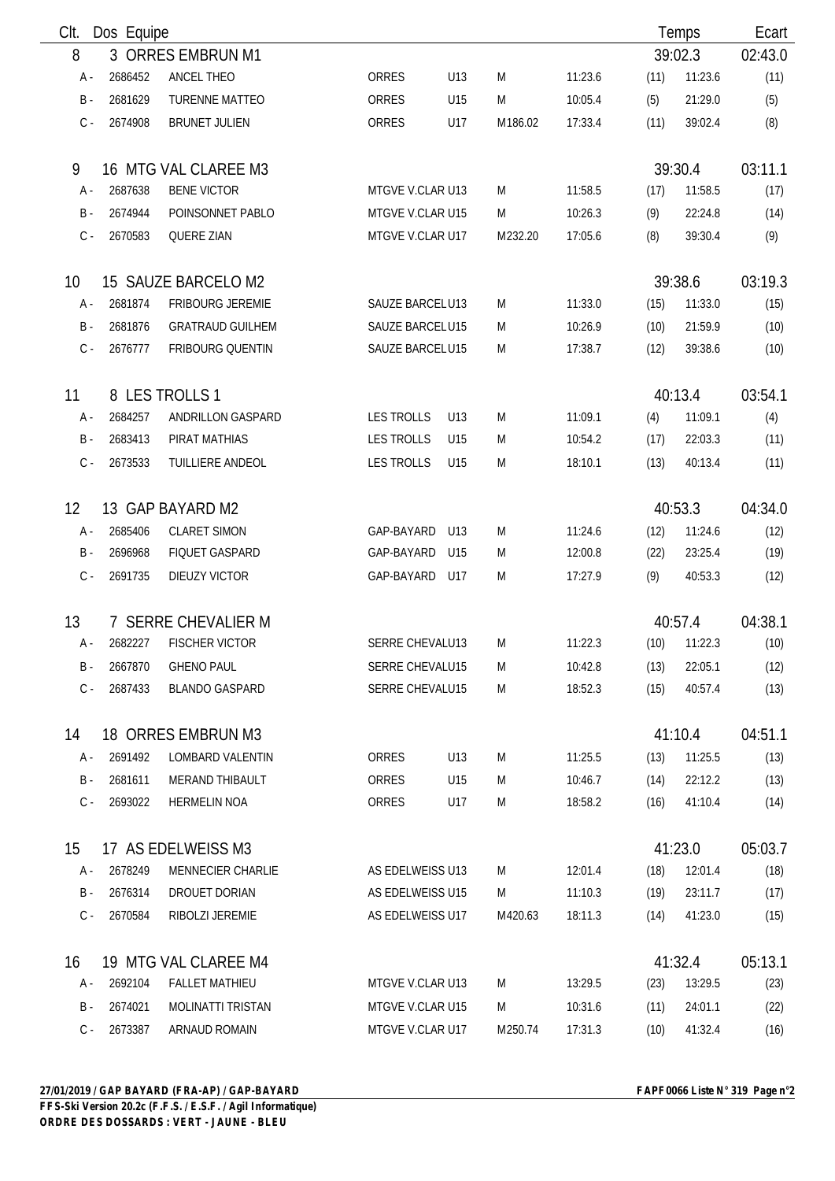| Clt. | Dos | Equipe | | | | | | | Temps | Ecart |
|---|---|---|---|---|---|---|---|---|---|---|
| 8 | 3 | ORRES EMBRUN M1 | | | | | | | 39:02.3 | 02:43.0 |
| A - | 2686452 | ANCEL THEO | ORRES | U13 | M | 11:23.6 | (11) | 11:23.6 | | (11) |
| B - | 2681629 | TURENNE MATTEO | ORRES | U15 | M | 10:05.4 | (5) | 21:29.0 | | (5) |
| C - | 2674908 | BRUNET JULIEN | ORRES | U17 | M186.02 | 17:33.4 | (11) | 39:02.4 | | (8) |
| 9 | 16 | MTG VAL CLAREE M3 | | | | | | | 39:30.4 | 03:11.1 |
| A - | 2687638 | BENE VICTOR | MTGVE V.CLAR | U13 | M | 11:58.5 | (17) | 11:58.5 | | (17) |
| B - | 2674944 | POINSONNET PABLO | MTGVE V.CLAR | U15 | M | 10:26.3 | (9) | 22:24.8 | | (14) |
| C - | 2670583 | QUERE ZIAN | MTGVE V.CLAR | U17 | M232.20 | 17:05.6 | (8) | 39:30.4 | | (9) |
| 10 | 15 | SAUZE BARCELO M2 | | | | | | | 39:38.6 | 03:19.3 |
| A - | 2681874 | FRIBOURG JEREMIE | SAUZE BARCEL | U13 | M | 11:33.0 | (15) | 11:33.0 | | (15) |
| B - | 2681876 | GRATRAUD GUILHEM | SAUZE BARCEL | U15 | M | 10:26.9 | (10) | 21:59.9 | | (10) |
| C - | 2676777 | FRIBOURG QUENTIN | SAUZE BARCEL | U15 | M | 17:38.7 | (12) | 39:38.6 | | (10) |
| 11 | 8 | LES TROLLS 1 | | | | | | | 40:13.4 | 03:54.1 |
| A - | 2684257 | ANDRILLON GASPARD | LES TROLLS | U13 | M | 11:09.1 | (4) | 11:09.1 | | (4) |
| B - | 2683413 | PIRAT MATHIAS | LES TROLLS | U15 | M | 10:54.2 | (17) | 22:03.3 | | (11) |
| C - | 2673533 | TUILLIERE ANDEOL | LES TROLLS | U15 | M | 18:10.1 | (13) | 40:13.4 | | (11) |
| 12 | 13 | GAP BAYARD M2 | | | | | | | 40:53.3 | 04:34.0 |
| A - | 2685406 | CLARET SIMON | GAP-BAYARD | U13 | M | 11:24.6 | (12) | 11:24.6 | | (12) |
| B - | 2696968 | FIQUET GASPARD | GAP-BAYARD | U15 | M | 12:00.8 | (22) | 23:25.4 | | (19) |
| C - | 2691735 | DIEUZY VICTOR | GAP-BAYARD | U17 | M | 17:27.9 | (9) | 40:53.3 | | (12) |
| 13 | 7 | SERRE CHEVALIER M | | | | | | | 40:57.4 | 04:38.1 |
| A - | 2682227 | FISCHER VICTOR | SERRE CHEVAL | U13 | M | 11:22.3 | (10) | 11:22.3 | | (10) |
| B - | 2667870 | GHENO PAUL | SERRE CHEVAL | U15 | M | 10:42.8 | (13) | 22:05.1 | | (12) |
| C - | 2687433 | BLANDO GASPARD | SERRE CHEVAL | U15 | M | 18:52.3 | (15) | 40:57.4 | | (13) |
| 14 | 18 | ORRES EMBRUN M3 | | | | | | | 41:10.4 | 04:51.1 |
| A - | 2691492 | LOMBARD VALENTIN | ORRES | U13 | M | 11:25.5 | (13) | 11:25.5 | | (13) |
| B - | 2681611 | MERAND THIBAULT | ORRES | U15 | M | 10:46.7 | (14) | 22:12.2 | | (13) |
| C - | 2693022 | HERMELIN NOA | ORRES | U17 | M | 18:58.2 | (16) | 41:10.4 | | (14) |
| 15 | 17 | AS EDELWEISS M3 | | | | | | | 41:23.0 | 05:03.7 |
| A - | 2678249 | MENNECIER CHARLIE | AS EDELWEISS | U13 | M | 12:01.4 | (18) | 12:01.4 | | (18) |
| B - | 2676314 | DROUET DORIAN | AS EDELWEISS | U15 | M | 11:10.3 | (19) | 23:11.7 | | (17) |
| C - | 2670584 | RIBOLZI JEREMIE | AS EDELWEISS | U17 | M420.63 | 18:11.3 | (14) | 41:23.0 | | (15) |
| 16 | 19 | MTG VAL CLAREE M4 | | | | | | | 41:32.4 | 05:13.1 |
| A - | 2692104 | FALLET MATHIEU | MTGVE V.CLAR | U13 | M | 13:29.5 | (23) | 13:29.5 | | (23) |
| B - | 2674021 | MOLINATTI TRISTAN | MTGVE V.CLAR | U15 | M | 10:31.6 | (11) | 24:01.1 | | (22) |
| C - | 2673387 | ARNAUD ROMAIN | MTGVE V.CLAR | U17 | M250.74 | 17:31.3 | (10) | 41:32.4 | | (16) |

**27/01/2019 / GAP BAYARD (FRA-AP) / GAP-BAYARD** — **FAPF0066 Liste N° 319**

**FFS-Ski Version 20.2c (F.F.S. / E.S.F. / Agil Informatique)**

**ORDRE DES DOSSARDS : VERT - JAUNE - BLEU**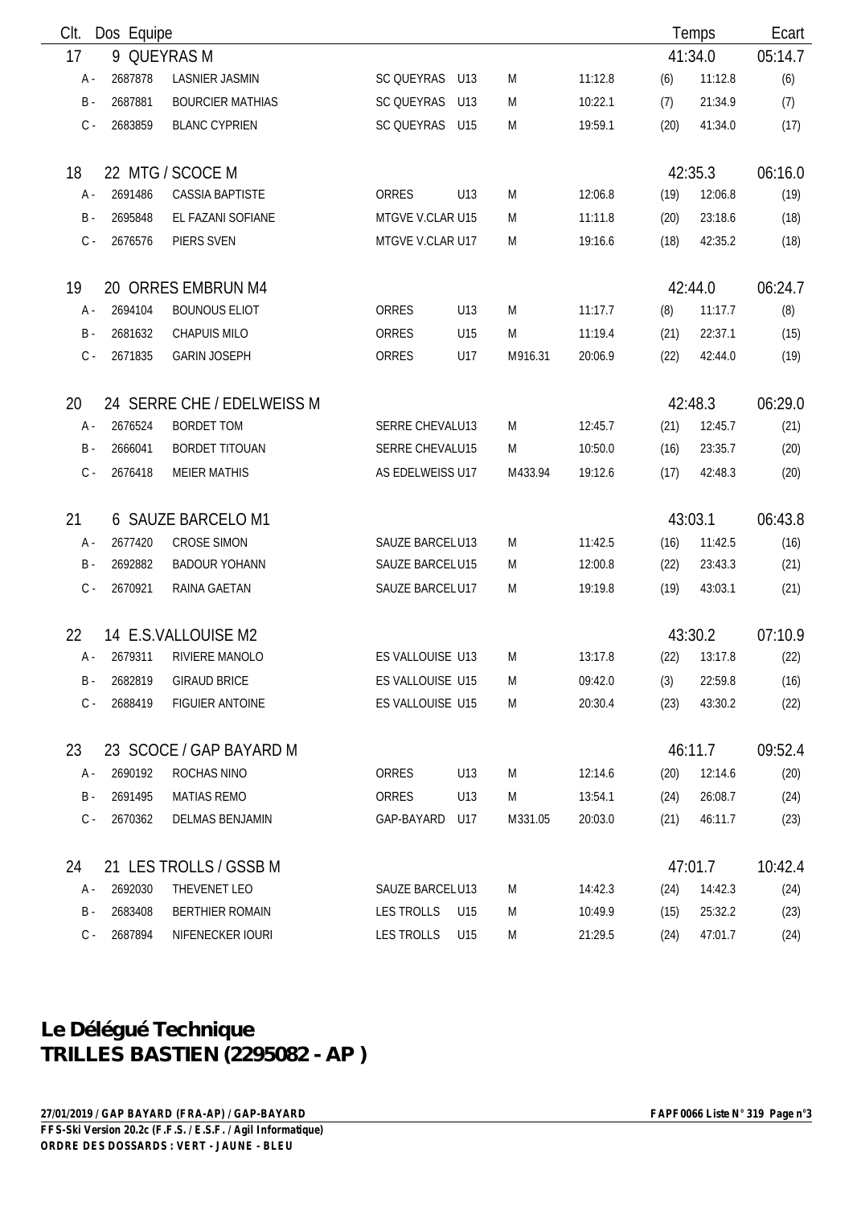| Clt. | Dos | Equipe | | | | | | | Temps | Ecart |
|---|---|---|---|---|---|---|---|---|---|---|
| 17 | 9 | QUEYRAS M | | | | | | | 41:34.0 | 05:14.7 |
| A - | 2687878 | LASNIER JASMIN | SC QUEYRAS | U13 | M | | 11:12.8 | (6) | 11:12.8 | (6) |
| B - | 2687881 | BOURCIER MATHIAS | SC QUEYRAS | U13 | M | | 10:22.1 | (7) | 21:34.9 | (7) |
| C - | 2683859 | BLANC CYPRIEN | SC QUEYRAS | U15 | M | | 19:59.1 | (20) | 41:34.0 | (17) |
| 18 | 22 | MTG / SCOCE M | | | | | | | 42:35.3 | 06:16.0 |
| A - | 2691486 | CASSIA BAPTISTE | ORRES | U13 | M | | 12:06.8 | (19) | 12:06.8 | (19) |
| B - | 2695848 | EL FAZANI SOFIANE | MTGVE V.CLAR | U15 | M | | 11:11.8 | (20) | 23:18.6 | (18) |
| C - | 2676576 | PIERS SVEN | MTGVE V.CLAR | U17 | M | | 19:16.6 | (18) | 42:35.2 | (18) |
| 19 | 20 | ORRES EMBRUN M4 | | | | | | | 42:44.0 | 06:24.7 |
| A - | 2694104 | BOUNOUS ELIOT | ORRES | U13 | M | | 11:17.7 | (8) | 11:17.7 | (8) |
| B - | 2681632 | CHAPUIS MILO | ORRES | U15 | M | | 11:19.4 | (21) | 22:37.1 | (15) |
| C - | 2671835 | GARIN JOSEPH | ORRES | U17 | M | 916.31 | 20:06.9 | (22) | 42:44.0 | (19) |
| 20 | 24 | SERRE CHE / EDELWEISS M | | | | | | | 42:48.3 | 06:29.0 |
| A - | 2676524 | BORDET TOM | SERRE CHEVAL | U13 | M | | 12:45.7 | (21) | 12:45.7 | (21) |
| B - | 2666041 | BORDET TITOUAN | SERRE CHEVAL | U15 | M | | 10:50.0 | (16) | 23:35.7 | (20) |
| C - | 2676418 | MEIER MATHIS | AS EDELWEISS | U17 | M | 433.94 | 19:12.6 | (17) | 42:48.3 | (20) |
| 21 | 6 | SAUZE BARCELO M1 | | | | | | | 43:03.1 | 06:43.8 |
| A - | 2677420 | CROSE SIMON | SAUZE BARCEL | U13 | M | | 11:42.5 | (16) | 11:42.5 | (16) |
| B - | 2692882 | BADOUR YOHANN | SAUZE BARCEL | U15 | M | | 12:00.8 | (22) | 23:43.3 | (21) |
| C - | 2670921 | RAINA GAETAN | SAUZE BARCEL | U17 | M | | 19:19.8 | (19) | 43:03.1 | (21) |
| 22 | 14 | E.S.VALLOUISE M2 | | | | | | | 43:30.2 | 07:10.9 |
| A - | 2679311 | RIVIERE MANOLO | ES VALLOUISE | U13 | M | | 13:17.8 | (22) | 13:17.8 | (22) |
| B - | 2682819 | GIRAUD BRICE | ES VALLOUISE | U15 | M | | 09:42.0 | (3) | 22:59.8 | (16) |
| C - | 2688419 | FIGUIER ANTOINE | ES VALLOUISE | U15 | M | | 20:30.4 | (23) | 43:30.2 | (22) |
| 23 | 23 | SCOCE / GAP BAYARD M | | | | | | | 46:11.7 | 09:52.4 |
| A - | 2690192 | ROCHAS NINO | ORRES | U13 | M | | 12:14.6 | (20) | 12:14.6 | (20) |
| B - | 2691495 | MATIAS REMO | ORRES | U13 | M | | 13:54.1 | (24) | 26:08.7 | (24) |
| C - | 2670362 | DELMAS BENJAMIN | GAP-BAYARD | U17 | M | 331.05 | 20:03.0 | (21) | 46:11.7 | (23) |
| 24 | 21 | LES TROLLS / GSSB M | | | | | | | 47:01.7 | 10:42.4 |
| A - | 2692030 | THEVENET LEO | SAUZE BARCEL | U13 | M | | 14:42.3 | (24) | 14:42.3 | (24) |
| B - | 2683408 | BERTHIER ROMAIN | LES TROLLS | U15 | M | | 10:49.9 | (15) | 25:32.2 | (23) |
| C - | 2687894 | NIFENECKER IOURI | LES TROLLS | U15 | M | | 21:29.5 | (24) | 47:01.7 | (24) |

**Le Délégué Technique**
**TRILLES BASTIEN (2295082 - AP )**

27/01/2019 / GAP BAYARD (FRA-AP) / GAP-BAYARD — FAPF0066 Liste N° 319

FFS-Ski Version 20.2c (F.F.S. / E.S.F. / Agil Informatique)

ORDRE DES DOSSARDS : VERT - JAUNE - BLEU